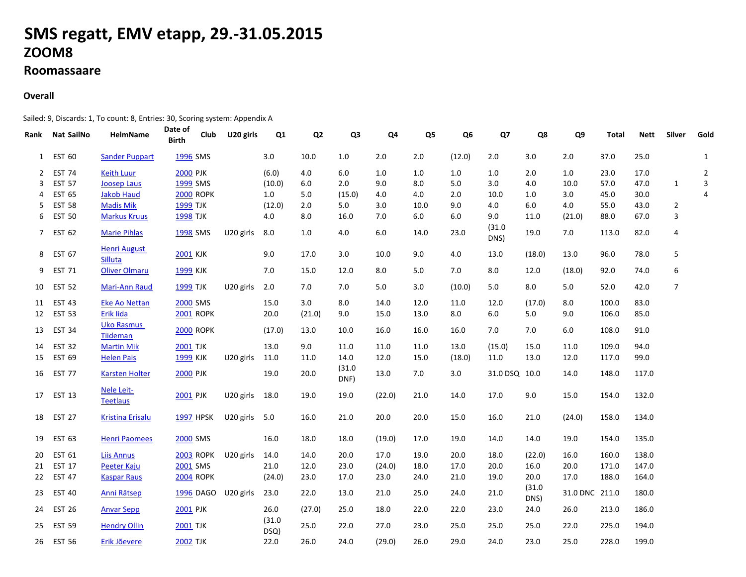# SMS regatt, EMV etapp, 29.-31.05.2015

## ZOOM8

## Roomassaare

### Overall

Sailed: 9, Discards: 1, To count: 8, Entries: 30, Scoring system: Appendix A

| Rank | Nat | SailNo | HelmName | Date of Birth | Club | U20 girls | Q1 | Q2 | Q3 | Q4 | Q5 | Q6 | Q7 | Q8 | Q9 | Total | Nett | Silver | Gold |
|---|---|---|---|---|---|---|---|---|---|---|---|---|---|---|---|---|---|---|---|
| 1 | EST | 60 | Sander Puppart | 1996 | SMS | | 3.0 | 10.0 | 1.0 | 2.0 | 2.0 | (12.0) | 2.0 | 3.0 | 2.0 | 37.0 | 25.0 | | 1 |
| 2 | EST | 74 | Keith Luur | 2000 | PJK | | (6.0) | 4.0 | 6.0 | 1.0 | 1.0 | 1.0 | 1.0 | 2.0 | 1.0 | 23.0 | 17.0 | | 2 |
| 3 | EST | 57 | Joosep Laus | 1999 | SMS | | (10.0) | 6.0 | 2.0 | 9.0 | 8.0 | 5.0 | 3.0 | 4.0 | 10.0 | 57.0 | 47.0 | 1 | 3 |
| 4 | EST | 65 | Jakob Haud | 2000 | ROPK | | 1.0 | 5.0 | (15.0) | 4.0 | 4.0 | 2.0 | 10.0 | 1.0 | 3.0 | 45.0 | 30.0 | | 4 |
| 5 | EST | 58 | Madis Mik | 1999 | TJK | | (12.0) | 2.0 | 5.0 | 3.0 | 10.0 | 9.0 | 4.0 | 6.0 | 4.0 | 55.0 | 43.0 | 2 | |
| 6 | EST | 50 | Markus Kruus | 1998 | TJK | | 4.0 | 8.0 | 16.0 | 7.0 | 6.0 | 6.0 | 9.0 | 11.0 | (21.0) | 88.0 | 67.0 | 3 | |
| 7 | EST | 62 | Marie Pihlas | 1998 | SMS | U20 girls | 8.0 | 1.0 | 4.0 | 6.0 | 14.0 | 23.0 | (31.0 DNS) | 19.0 | 7.0 | 113.0 | 82.0 | 4 | |
| 8 | EST | 67 | Henri August Silluta | 2001 | KJK | | 9.0 | 17.0 | 3.0 | 10.0 | 9.0 | 4.0 | 13.0 | (18.0) | 13.0 | 96.0 | 78.0 | 5 | |
| 9 | EST | 71 | Oliver Olmaru | 1999 | KJK | | 7.0 | 15.0 | 12.0 | 8.0 | 5.0 | 7.0 | 8.0 | 12.0 | (18.0) | 92.0 | 74.0 | 6 | |
| 10 | EST | 52 | Mari-Ann Raud | 1999 | TJK | U20 girls | 2.0 | 7.0 | 7.0 | 5.0 | 3.0 | (10.0) | 5.0 | 8.0 | 5.0 | 52.0 | 42.0 | 7 | |
| 11 | EST | 43 | Eke Ao Nettan | 2000 | SMS | | 15.0 | 3.0 | 8.0 | 14.0 | 12.0 | 11.0 | 12.0 | (17.0) | 8.0 | 100.0 | 83.0 | | |
| 12 | EST | 53 | Erik Iida | 2001 | ROPK | | 20.0 | (21.0) | 9.0 | 15.0 | 13.0 | 8.0 | 6.0 | 5.0 | 9.0 | 106.0 | 85.0 | | |
| 13 | EST | 34 | Uko Rasmus Tiideman | 2000 | ROPK | | (17.0) | 13.0 | 10.0 | 16.0 | 16.0 | 16.0 | 7.0 | 7.0 | 6.0 | 108.0 | 91.0 | | |
| 14 | EST | 32 | Martin Mik | 2001 | TJK | | 13.0 | 9.0 | 11.0 | 11.0 | 11.0 | 13.0 | (15.0) | 15.0 | 11.0 | 109.0 | 94.0 | | |
| 15 | EST | 69 | Helen Pais | 1999 | KJK | U20 girls | 11.0 | 11.0 | 14.0 | 12.0 | 15.0 | (18.0) | 11.0 | 13.0 | 12.0 | 117.0 | 99.0 | | |
| 16 | EST | 77 | Karsten Holter | 2000 | PJK | | 19.0 | 20.0 | (31.0 DNF) | 13.0 | 7.0 | 3.0 | 31.0 DSQ | 10.0 | 14.0 | 148.0 | 117.0 | | |
| 17 | EST | 13 | Nele Leit-Teetlaus | 2001 | PJK | U20 girls | 18.0 | 19.0 | 19.0 | (22.0) | 21.0 | 14.0 | 17.0 | 9.0 | 15.0 | 154.0 | 132.0 | | |
| 18 | EST | 27 | Kristina Erisalu | 1997 | HPSK | U20 girls | 5.0 | 16.0 | 21.0 | 20.0 | 20.0 | 15.0 | 16.0 | 21.0 | (24.0) | 158.0 | 134.0 | | |
| 19 | EST | 63 | Henri Paomees | 2000 | SMS | | 16.0 | 18.0 | 18.0 | (19.0) | 17.0 | 19.0 | 14.0 | 14.0 | 19.0 | 154.0 | 135.0 | | |
| 20 | EST | 61 | Liis Annus | 2003 | ROPK | U20 girls | 14.0 | 14.0 | 20.0 | 17.0 | 19.0 | 20.0 | 18.0 | (22.0) | 16.0 | 160.0 | 138.0 | | |
| 21 | EST | 17 | Peeter Kaju | 2001 | SMS | | 21.0 | 12.0 | 23.0 | (24.0) | 18.0 | 17.0 | 20.0 | 16.0 | 20.0 | 171.0 | 147.0 | | |
| 22 | EST | 47 | Kaspar Raus | 2004 | ROPK | | (24.0) | 23.0 | 17.0 | 23.0 | 24.0 | 21.0 | 19.0 | 20.0 | 17.0 | 188.0 | 164.0 | | |
| 23 | EST | 40 | Anni Rätsep | 1996 | DAGO | U20 girls | 23.0 | 22.0 | 13.0 | 21.0 | 25.0 | 24.0 | 21.0 | (31.0 DNS) | 31.0 DNC | 211.0 | 180.0 | | |
| 24 | EST | 26 | Anvar Sepp | 2001 | PJK | | 26.0 | (27.0) | 25.0 | 18.0 | 22.0 | 22.0 | 23.0 | 24.0 | 26.0 | 213.0 | 186.0 | | |
| 25 | EST | 59 | Hendry Ollin | 2001 | TJK | | (31.0 DSQ) | 25.0 | 22.0 | 27.0 | 23.0 | 25.0 | 25.0 | 25.0 | 22.0 | 225.0 | 194.0 | | |
| 26 | EST | 56 | Erik Jõevere | 2002 | TJK | | 22.0 | 26.0 | 24.0 | (29.0) | 26.0 | 29.0 | 24.0 | 23.0 | 25.0 | 228.0 | 199.0 | | |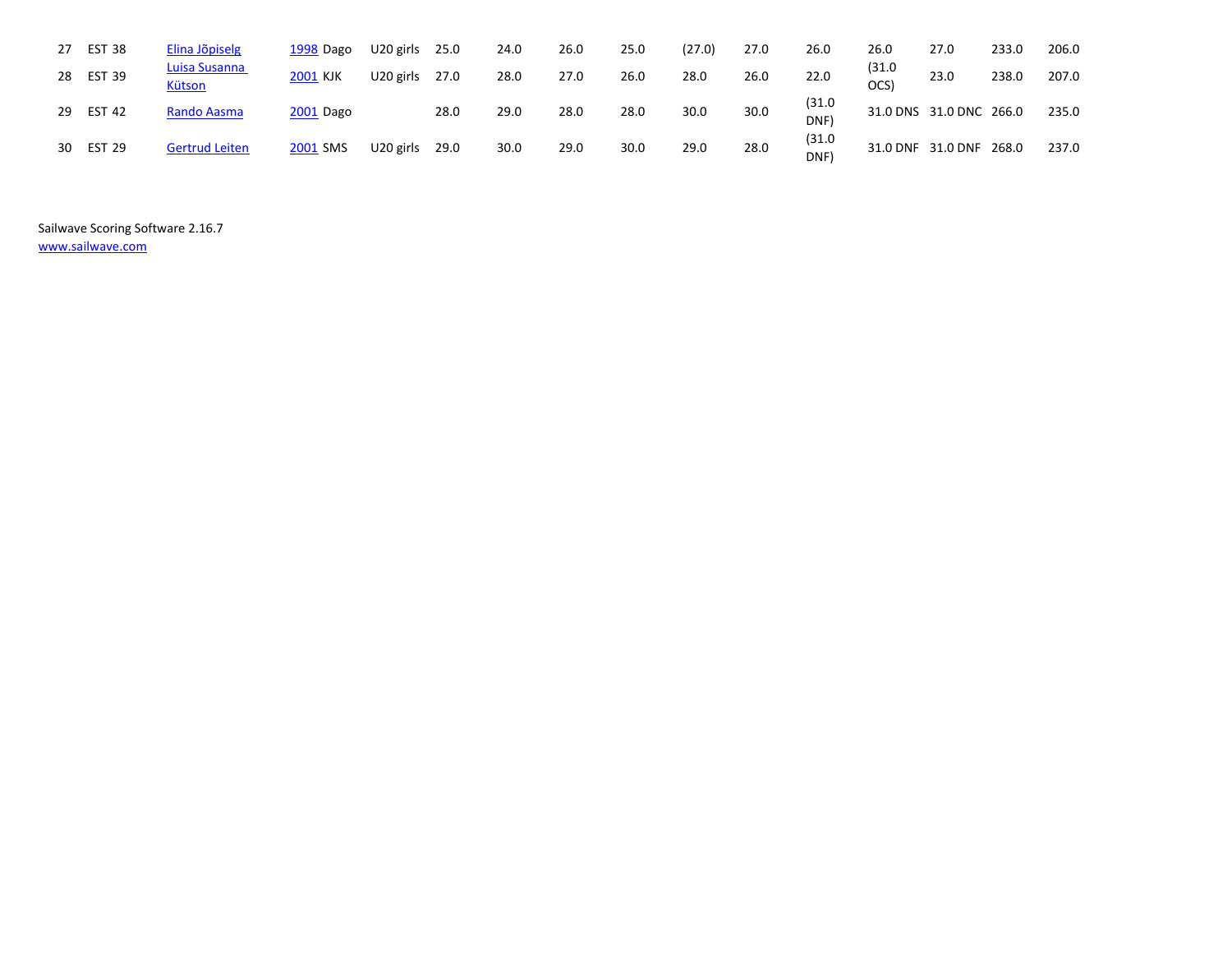| | | | | | | | | | | | | | | | | |
|---|---|---|---|---|---|---|---|---|---|---|---|---|---|---|---|---|
| 27 | EST 38 | Elina Jõpiselg | 1998 | Dago | U20 girls | 25.0 | 24.0 | 26.0 | 25.0 | (27.0) | 27.0 | 26.0 | 26.0 | 27.0 | 233.0 | 206.0 |
| 28 | EST 39 | Luisa Susanna Kütson | 2001 | KJK | U20 girls | 27.0 | 28.0 | 27.0 | 26.0 | 28.0 | 26.0 | 22.0 | (31.0 OCS) | 23.0 | 238.0 | 207.0 |
| 29 | EST 42 | Rando Aasma | 2001 | Dago | | 28.0 | 29.0 | 28.0 | 28.0 | 30.0 | 30.0 | (31.0 DNF) | 31.0 DNS | 31.0 DNC | 266.0 | 235.0 |
| 30 | EST 29 | Gertrud Leiten | 2001 | SMS | U20 girls | 29.0 | 30.0 | 29.0 | 30.0 | 29.0 | 28.0 | (31.0 DNF) | 31.0 DNF | 31.0 DNF | 268.0 | 237.0 |

Sailwave Scoring Software 2.16.7
www.sailwave.com